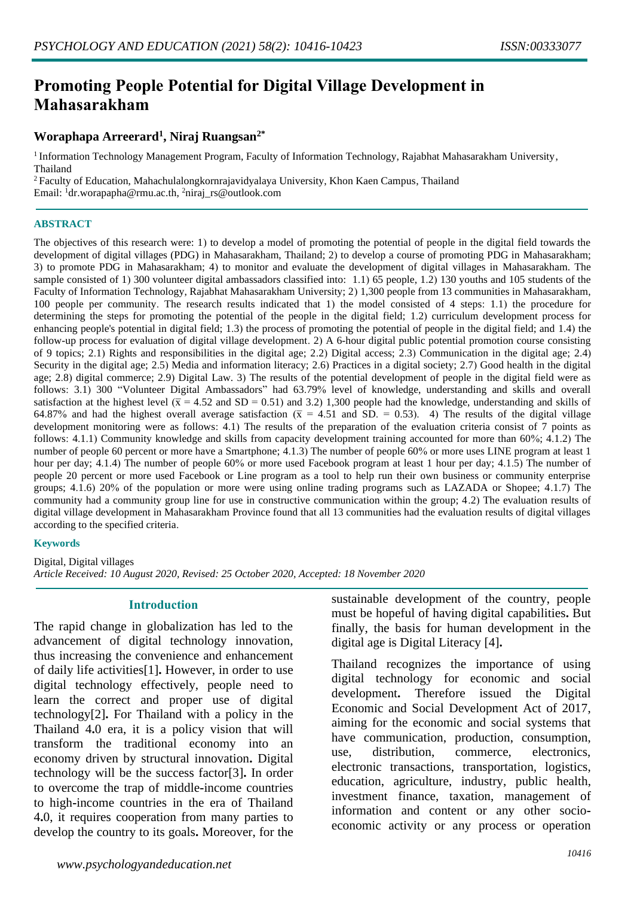# Promoting People Potential for Digital Village Development in Mahasarakham

**Woraphapa Arreerard[1], Niraj Ruangsan[2*]**

[1] Information Technology Management Program, Faculty of Information Technology, Rajabhat Mahasarakham University, Thailand

[2] Faculty of Education, Mahachulalongkornrajavidyalaya University, Khon Kaen Campus, Thailand

Email: [1]dr.worapapha@rmu.ac.th, [2]niraj_rs@outlook.com

## ABSTRACT

The objectives of this research were: 1) to develop a model of promoting the potential of people in the digital field towards the development of digital villages (PDG) in Mahasarakham, Thailand; 2) to develop a course of promoting PDG in Mahasarakham; 3) to promote PDG in Mahasarakham; 4) to monitor and evaluate the development of digital villages in Mahasarakham. The sample consisted of 1) 300 volunteer digital ambassadors classified into: 1.1) 65 people, 1.2) 130 youths and 105 students of the Faculty of Information Technology, Rajabhat Mahasarakham University; 2) 1,300 people from 13 communities in Mahasarakham, 100 people per community. The research results indicated that 1) the model consisted of 4 steps: 1.1) the procedure for determining the steps for promoting the potential of the people in the digital field; 1.2) curriculum development process for enhancing people's potential in digital field; 1.3) the process of promoting the potential of people in the digital field; and 1.4) the follow-up process for evaluation of digital village development. 2) A 6-hour digital public potential promotion course consisting of 9 topics; 2.1) Rights and responsibilities in the digital age; 2.2) Digital access; 2.3) Communication in the digital age; 2.4) Security in the digital age; 2.5) Media and information literacy; 2.6) Practices in a digital society; 2.7) Good health in the digital age; 2.8) digital commerce; 2.9) Digital Law. 3) The results of the potential development of people in the digital field were as follows: 3.1) 300 "Volunteer Digital Ambassadors" had 63.79% level of knowledge, understanding and skills and overall satisfaction at the highest level ($\bar{x}$ = 4.52 and SD = 0.51) and 3.2) 1,300 people had the knowledge, understanding and skills of 64.87% and had the highest overall average satisfaction ($\bar{x}$ = 4.51 and SD. = 0.53). 4) The results of the digital village development monitoring were as follows: 4.1) The results of the preparation of the evaluation criteria consist of 7 points as follows: 4.1.1) Community knowledge and skills from capacity development training accounted for more than 60%; 4.1.2) The number of people 60 percent or more have a Smartphone; 4.1.3) The number of people 60% or more uses LINE program at least 1 hour per day; 4.1.4) The number of people 60% or more used Facebook program at least 1 hour per day; 4.1.5) The number of people 20 percent or more used Facebook or Line program as a tool to help run their own business or community enterprise groups; 4.1.6) 20% of the population or more were using online trading programs such as LAZADA or Shopee; 4.1.7) The community had a community group line for use in constructive communication within the group; 4.2) The evaluation results of digital village development in Mahasarakham Province found that all 13 communities had the evaluation results of digital villages according to the specified criteria.

### Keywords

Digital, Digital villages

*Article Received: 10 August 2020, Revised: 25 October 2020, Accepted: 18 November 2020*

## Introduction

The rapid change in globalization has led to the advancement of digital technology innovation, thus increasing the convenience and enhancement of daily life activities[1]**.** However, in order to use digital technology effectively, people need to learn the correct and proper use of digital technology[2]**.** For Thailand with a policy in the Thailand 4**.**0 era, it is a policy vision that will transform the traditional economy into an economy driven by structural innovation**.** Digital technology will be the success factor[3]**.** In order to overcome the trap of middle-income countries to high-income countries in the era of Thailand 4**.**0, it requires cooperation from many parties to develop the country to its goals**.** Moreover, for the sustainable development of the country, people must be hopeful of having digital capabilities**.** But finally, the basis for human development in the digital age is Digital Literacy [4]**.**

Thailand recognizes the importance of using digital technology for economic and social development**.** Therefore issued the Digital Economic and Social Development Act of 2017, aiming for the economic and social systems that have communication, production, consumption, use, distribution, commerce, electronics, electronic transactions, transportation, logistics, education, agriculture, industry, public health, investment finance, taxation, management of information and content or any other socio-economic activity or any process or operation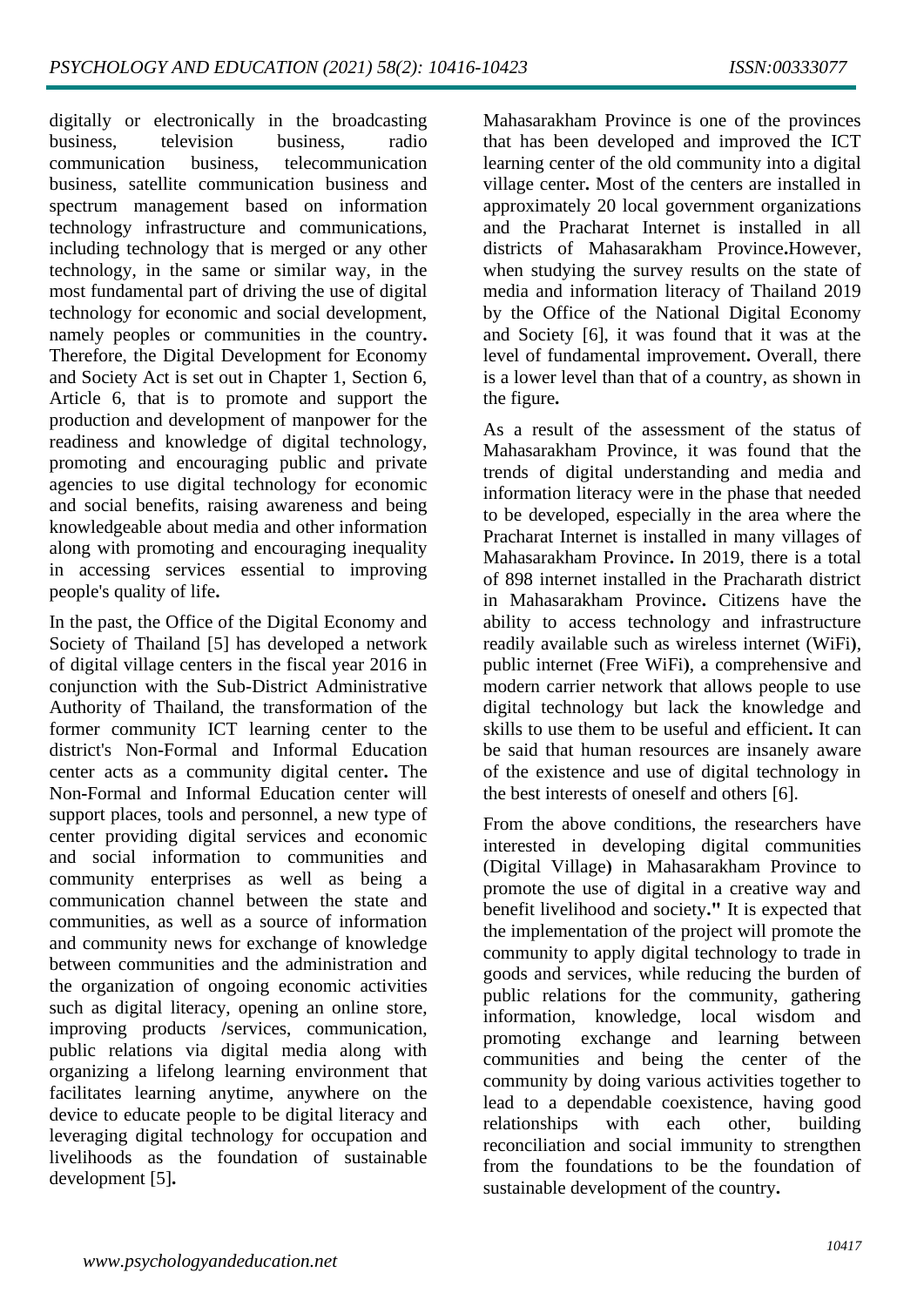digitally or electronically in the broadcasting business, television business, radio communication business, telecommunication business, satellite communication business and spectrum management based on information technology infrastructure and communications, including technology that is merged or any other technology, in the same or similar way, in the most fundamental part of driving the use of digital technology for economic and social development, namely peoples or communities in the country**.** Therefore, the Digital Development for Economy and Society Act is set out in Chapter 1, Section 6, Article 6, that is to promote and support the production and development of manpower for the readiness and knowledge of digital technology, promoting and encouraging public and private agencies to use digital technology for economic and social benefits, raising awareness and being knowledgeable about media and other information along with promoting and encouraging inequality in accessing services essential to improving people's quality of life**.**

In the past, the Office of the Digital Economy and Society of Thailand [5] has developed a network of digital village centers in the fiscal year 2016 in conjunction with the Sub-District Administrative Authority of Thailand, the transformation of the former community ICT learning center to the district's Non-Formal and Informal Education center acts as a community digital center**.** The Non-Formal and Informal Education center will support places, tools and personnel, a new type of center providing digital services and economic and social information to communities and community enterprises as well as being a communication channel between the state and communities, as well as a source of information and community news for exchange of knowledge between communities and the administration and the organization of ongoing economic activities such as digital literacy, opening an online store, improving products /services, communication, public relations via digital media along with organizing a lifelong learning environment that facilitates learning anytime, anywhere on the device to educate people to be digital literacy and leveraging digital technology for occupation and livelihoods as the foundation of sustainable development [5]**.**

Mahasarakham Province is one of the provinces that has been developed and improved the ICT learning center of the old community into a digital village center**.** Most of the centers are installed in approximately 20 local government organizations and the Pracharat Internet is installed in all districts of Mahasarakham Province**.**However, when studying the survey results on the state of media and information literacy of Thailand 2019 by the Office of the National Digital Economy and Society [6], it was found that it was at the level of fundamental improvement**.** Overall, there is a lower level than that of a country, as shown in the figure**.**

As a result of the assessment of the status of Mahasarakham Province, it was found that the trends of digital understanding and media and information literacy were in the phase that needed to be developed, especially in the area where the Pracharat Internet is installed in many villages of Mahasarakham Province**.** In 2019, there is a total of 898 internet installed in the Pracharath district in Mahasarakham Province**.** Citizens have the ability to access technology and infrastructure readily available such as wireless internet (WiFi**)**, public internet (Free WiFi**)**, a comprehensive and modern carrier network that allows people to use digital technology but lack the knowledge and skills to use them to be useful and efficient**.** It can be said that human resources are insanely aware of the existence and use of digital technology in the best interests of oneself and others [6].

From the above conditions, the researchers have interested in developing digital communities (Digital Village**)** in Mahasarakham Province to promote the use of digital in a creative way and benefit livelihood and society**."** It is expected that the implementation of the project will promote the community to apply digital technology to trade in goods and services, while reducing the burden of public relations for the community, gathering information, knowledge, local wisdom and promoting exchange and learning between communities and being the center of the community by doing various activities together to lead to a dependable coexistence, having good relationships with each other, building reconciliation and social immunity to strengthen from the foundations to be the foundation of sustainable development of the country**.**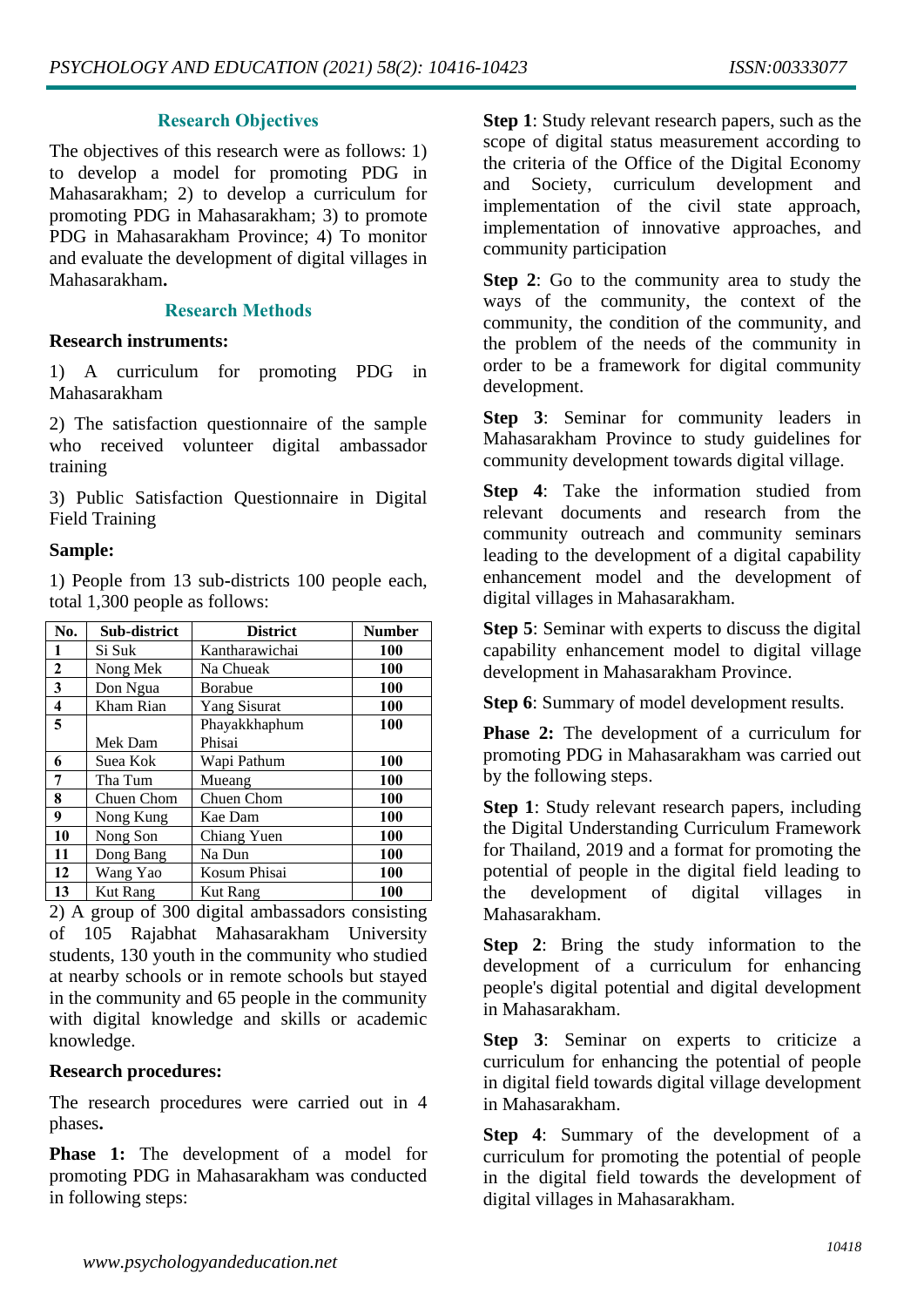## Research Objectives

The objectives of this research were as follows: 1) to develop a model for promoting PDG in Mahasarakham; 2) to develop a curriculum for promoting PDG in Mahasarakham; 3) to promote PDG in Mahasarakham Province; 4) To monitor and evaluate the development of digital villages in Mahasarakham**.**

## Research Methods

**Research instruments:**

1) A curriculum for promoting PDG in Mahasarakham

2) The satisfaction questionnaire of the sample who received volunteer digital ambassador training

3) Public Satisfaction Questionnaire in Digital Field Training

**Sample:**

1) People from 13 sub-districts 100 people each, total 1,300 people as follows:

| No. | Sub-district | District | Number |
|---|---|---|---|
| 1 | Si Suk | Kantharawichai | 100 |
| 2 | Nong Mek | Na Chueak | 100 |
| 3 | Don Ngua | Borabue | 100 |
| 4 | Kham Rian | Yang Sisurat | 100 |
| 5 | Mek Dam | Phayakkhaphum Phisai | 100 |
| 6 | Suea Kok | Wapi Pathum | 100 |
| 7 | Tha Tum | Mueang | 100 |
| 8 | Chuen Chom | Chuen Chom | 100 |
| 9 | Nong Kung | Kae Dam | 100 |
| 10 | Nong Son | Chiang Yuen | 100 |
| 11 | Dong Bang | Na Dun | 100 |
| 12 | Wang Yao | Kosum Phisai | 100 |
| 13 | Kut Rang | Kut Rang | 100 |

2) A group of 300 digital ambassadors consisting of 105 Rajabhat Mahasarakham University students, 130 youth in the community who studied at nearby schools or in remote schools but stayed in the community and 65 people in the community with digital knowledge and skills or academic knowledge.

**Research procedures:**

The research procedures were carried out in 4 phases**.**

**Phase 1:** The development of a model for promoting PDG in Mahasarakham was conducted in following steps:

**Step 1**: Study relevant research papers, such as the scope of digital status measurement according to the criteria of the Office of the Digital Economy and Society, curriculum development and implementation of the civil state approach, implementation of innovative approaches, and community participation

**Step 2**: Go to the community area to study the ways of the community, the context of the community, the condition of the community, and the problem of the needs of the community in order to be a framework for digital community development.

**Step 3**: Seminar for community leaders in Mahasarakham Province to study guidelines for community development towards digital village.

**Step 4**: Take the information studied from relevant documents and research from the community outreach and community seminars leading to the development of a digital capability enhancement model and the development of digital villages in Mahasarakham.

**Step 5**: Seminar with experts to discuss the digital capability enhancement model to digital village development in Mahasarakham Province.

**Step 6**: Summary of model development results.

**Phase 2:** The development of a curriculum for promoting PDG in Mahasarakham was carried out by the following steps:

**Step 1**: Study relevant research papers, including the Digital Understanding Curriculum Framework for Thailand, 2019 and a format for promoting the potential of people in the digital field leading to the development of digital villages in Mahasarakham.

**Step 2**: Bring the study information to the development of a curriculum for enhancing people's digital potential and digital development in Mahasarakham.

**Step 3**: Seminar on experts to criticize a curriculum for enhancing the potential of people in digital field towards digital village development in Mahasarakham.

**Step 4**: Summary of the development of a curriculum for promoting the potential of people in the digital field towards the development of digital villages in Mahasarakham.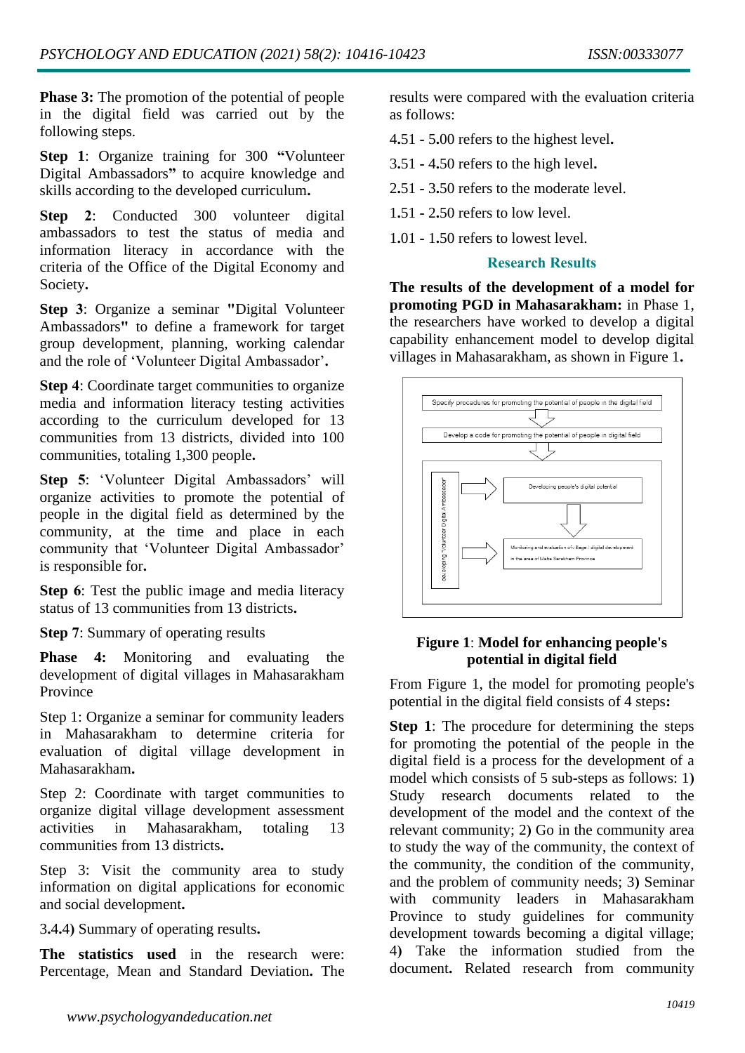**Phase 3:** The promotion of the potential of people in the digital field was carried out by the following steps.

**Step 1**: Organize training for 300 **"**Volunteer Digital Ambassadors**"** to acquire knowledge and skills according to the developed curriculum**.**

**Step 2**: Conducted 300 volunteer digital ambassadors to test the status of media and information literacy in accordance with the criteria of the Office of the Digital Economy and Society**.**

**Step 3**: Organize a seminar **"**Digital Volunteer Ambassadors**"** to define a framework for target group development, planning, working calendar and the role of 'Volunteer Digital Ambassador'**.**

**Step 4**: Coordinate target communities to organize media and information literacy testing activities according to the curriculum developed for 13 communities from 13 districts, divided into 100 communities, totaling 1,300 people**.**

**Step 5**: 'Volunteer Digital Ambassadors' will organize activities to promote the potential of people in the digital field as determined by the community, at the time and place in each community that 'Volunteer Digital Ambassador' is responsible for**.**

**Step 6**: Test the public image and media literacy status of 13 communities from 13 districts**.**

**Step 7**: Summary of operating results

**Phase 4:** Monitoring and evaluating the development of digital villages in Mahasarakham Province

Step 1: Organize a seminar for community leaders in Mahasarakham to determine criteria for evaluation of digital village development in Mahasarakham**.**

Step 2: Coordinate with target communities to organize digital village development assessment activities in Mahasarakham, totaling 13 communities from 13 districts**.**

Step 3: Visit the community area to study information on digital applications for economic and social development**.**

3.4.4) Summary of operating results**.**

**The statistics used** in the research were: Percentage, Mean and Standard Deviation**.** The results were compared with the evaluation criteria as follows:

4.51 - 5.00 refers to the highest level**.**

3.51 - 4.50 refers to the high level**.**

2.51 - 3.50 refers to the moderate level.

1.51 - 2.50 refers to low level.

1.01 - 1.50 refers to lowest level.

## Research Results

**The results of the development of a model for promoting PGD in Mahasarakham:** in Phase 1, the researchers have worked to develop a digital capability enhancement model to develop digital villages in Mahasarakham, as shown in Figure 1**.**

**Figure 1**: **Model for enhancing people's potential in digital field**

From Figure 1, the model for promoting people's potential in the digital field consists of 4 steps**:**

**Step 1**: The procedure for determining the steps for promoting the potential of the people in the digital field is a process for the development of a model which consists of 5 sub-steps as follows: 1**)** Study research documents related to the development of the model and the context of the relevant community; 2**)** Go in the community area to study the way of the community, the context of the community, the condition of the community, and the problem of community needs; 3**)** Seminar with community leaders in Mahasarakham Province to study guidelines for community development towards becoming a digital village; 4**)** Take the information studied from the document**.** Related research from community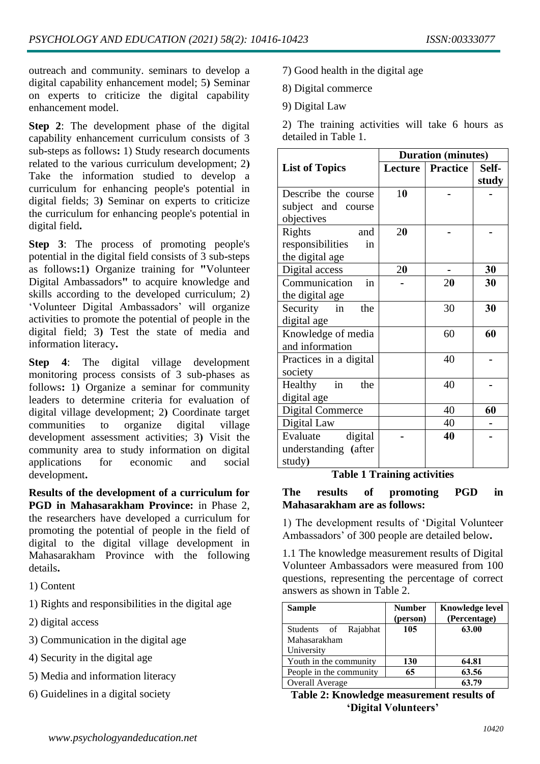outreach and community. seminars to develop a digital capability enhancement model; 5**)** Seminar on experts to criticize the digital capability enhancement model.

**Step 2**: The development phase of the digital capability enhancement curriculum consists of 3 sub-steps as follows**:** 1) Study research documents related to the various curriculum development; 2**)** Take the information studied to develop a curriculum for enhancing people's potential in digital fields; 3**)** Seminar on experts to criticize the curriculum for enhancing people's potential in digital field**.**

**Step 3**: The process of promoting people's potential in the digital field consists of 3 sub-steps as follows**:**1**)** Organize training for **"**Volunteer Digital Ambassadors**"** to acquire knowledge and skills according to the developed curriculum; 2) 'Volunteer Digital Ambassadors' will organize activities to promote the potential of people in the digital field; 3**)** Test the state of media and information literacy**.**

**Step 4**: The digital village development monitoring process consists of 3 sub-phases as follows**:** 1**)** Organize a seminar for community leaders to determine criteria for evaluation of digital village development; 2**)** Coordinate target communities to organize digital village development assessment activities; 3**)** Visit the community area to study information on digital applications for economic and social development**.**

**Results of the development of a curriculum for PGD in Mahasarakham Province:** in Phase 2, the researchers have developed a curriculum for promoting the potential of people in the field of digital to the digital village development in Mahasarakham Province with the following details**.**

1) Content

1) Rights and responsibilities in the digital age

2) digital access

3) Communication in the digital age

4) Security in the digital age

5) Media and information literacy

6) Guidelines in a digital society

7) Good health in the digital age

8) Digital commerce

9) Digital Law

2) The training activities will take 6 hours as detailed in Table 1.

| List of Topics | Duration (minutes) | | |
|---|---|---|---|
| | Lecture | Practice | Self-study |
| Describe the course subject and course objectives | 10 | - | - |
| Rights and responsibilities in the digital age | 20 | - | - |
| Digital access | 20 | - | 30 |
| Communication in the digital age | - | 20 | 30 |
| Security in the digital age | | 30 | 30 |
| Knowledge of media and information | | 60 | 60 |
| Practices in a digital society | | 40 | - |
| Healthy in the digital age | | 40 | - |
| Digital Commerce | | 40 | 60 |
| Digital Law | | 40 | - |
| Evaluate digital understanding (after study) | - | 40 | - |

**Table 1 Training activities**

**The results of promoting PGD in Mahasarakham are as follows:**

1) The development results of 'Digital Volunteer Ambassadors' of 300 people are detailed below**.**

1.1 The knowledge measurement results of Digital Volunteer Ambassadors were measured from 100 questions, representing the percentage of correct answers as shown in Table 2.

| Sample | Number (person) | Knowledge level (Percentage) |
|---|---|---|
| Students of Rajabhat Mahasarakham University | 105 | 63.00 |
| Youth in the community | 130 | 64.81 |
| People in the community | 65 | 63.56 |
| Overall Average | | 63.79 |

**Table 2: Knowledge measurement results of 'Digital Volunteers'**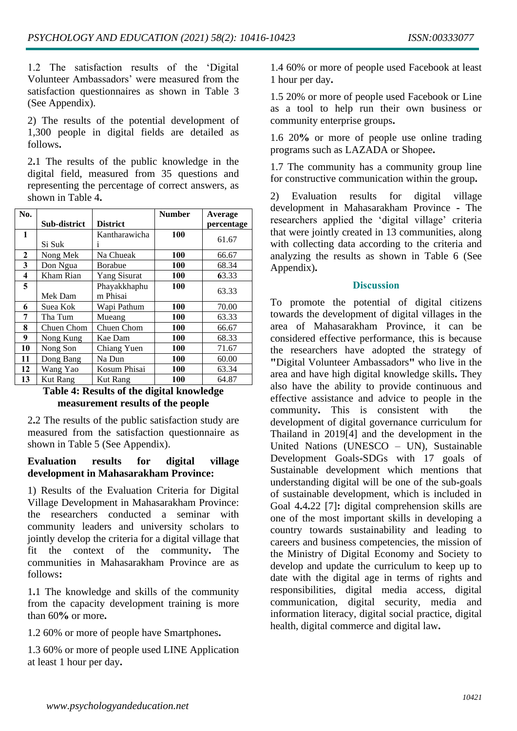1.2 The satisfaction results of the 'Digital Volunteer Ambassadors' were measured from the satisfaction questionnaires as shown in Table 3 (See Appendix).

2) The results of the potential development of 1,300 people in digital fields are detailed as follows.

2.1 The results of the public knowledge in the digital field, measured from 35 questions and representing the percentage of correct answers, as shown in Table 4.

| No. | Sub-district | District | Number | Average percentage |
|---|---|---|---|---|
| 1 | Si Suk | Kantharawichai | 100 | 61.67 |
| 2 | Nong Mek | Na Chueak | 100 | 66.67 |
| 3 | Don Ngua | Borabue | 100 | 68.34 |
| 4 | Kham Rian | Yang Sisurat | 100 | 63.33 |
| 5 | Mek Dam | Phayakkhaphum Phisai | 100 | 63.33 |
| 6 | Suea Kok | Wapi Pathum | 100 | 70.00 |
| 7 | Tha Tum | Mueang | 100 | 63.33 |
| 8 | Chuen Chom | Chuen Chom | 100 | 66.67 |
| 9 | Nong Kung | Kae Dam | 100 | 68.33 |
| 10 | Nong Son | Chiang Yuen | 100 | 71.67 |
| 11 | Dong Bang | Na Dun | 100 | 60.00 |
| 12 | Wang Yao | Kosum Phisai | 100 | 63.34 |
| 13 | Kut Rang | Kut Rang | 100 | 64.87 |

**Table 4: Results of the digital knowledge measurement results of the people**

2.2 The results of the public satisfaction study are measured from the satisfaction questionnaire as shown in Table 5 (See Appendix).

**Evaluation results for digital village development in Mahasarakham Province:**

1) Results of the Evaluation Criteria for Digital Village Development in Mahasarakham Province: the researchers conducted a seminar with community leaders and university scholars to jointly develop the criteria for a digital village that fit the context of the community. The communities in Mahasarakham Province are as follows:

1.1 The knowledge and skills of the community from the capacity development training is more than 60% or more.

1.2 60% or more of people have Smartphones.

1.3 60% or more of people used LINE Application at least 1 hour per day.

1.4 60% or more of people used Facebook at least 1 hour per day.

1.5 20% or more of people used Facebook or Line as a tool to help run their own business or community enterprise groups.

1.6 20% or more of people use online trading programs such as LAZADA or Shopee.

1.7 The community has a community group line for constructive communication within the group.

2) Evaluation results for digital village development in Mahasarakham Province - The researchers applied the 'digital village' criteria that were jointly created in 13 communities, along with collecting data according to the criteria and analyzing the results as shown in Table 6 (See Appendix).

## Discussion

To promote the potential of digital citizens towards the development of digital villages in the area of Mahasarakham Province, it can be considered effective performance, this is because the researchers have adopted the strategy of "Digital Volunteer Ambassadors" who live in the area and have high digital knowledge skills. They also have the ability to provide continuous and effective assistance and advice to people in the community. This is consistent with the development of digital governance curriculum for Thailand in 2019[4] and the development in the United Nations (UNESCO – UN), Sustainable Development Goals-SDGs with 17 goals of Sustainable development which mentions that understanding digital will be one of the sub-goals of sustainable development, which is included in Goal 4.4.22 [7]: digital comprehension skills are one of the most important skills in developing a country towards sustainability and leading to careers and business competencies, the mission of the Ministry of Digital Economy and Society to develop and update the curriculum to keep up to date with the digital age in terms of rights and responsibilities, digital media access, digital communication, digital security, media and information literacy, digital social practice, digital health, digital commerce and digital law.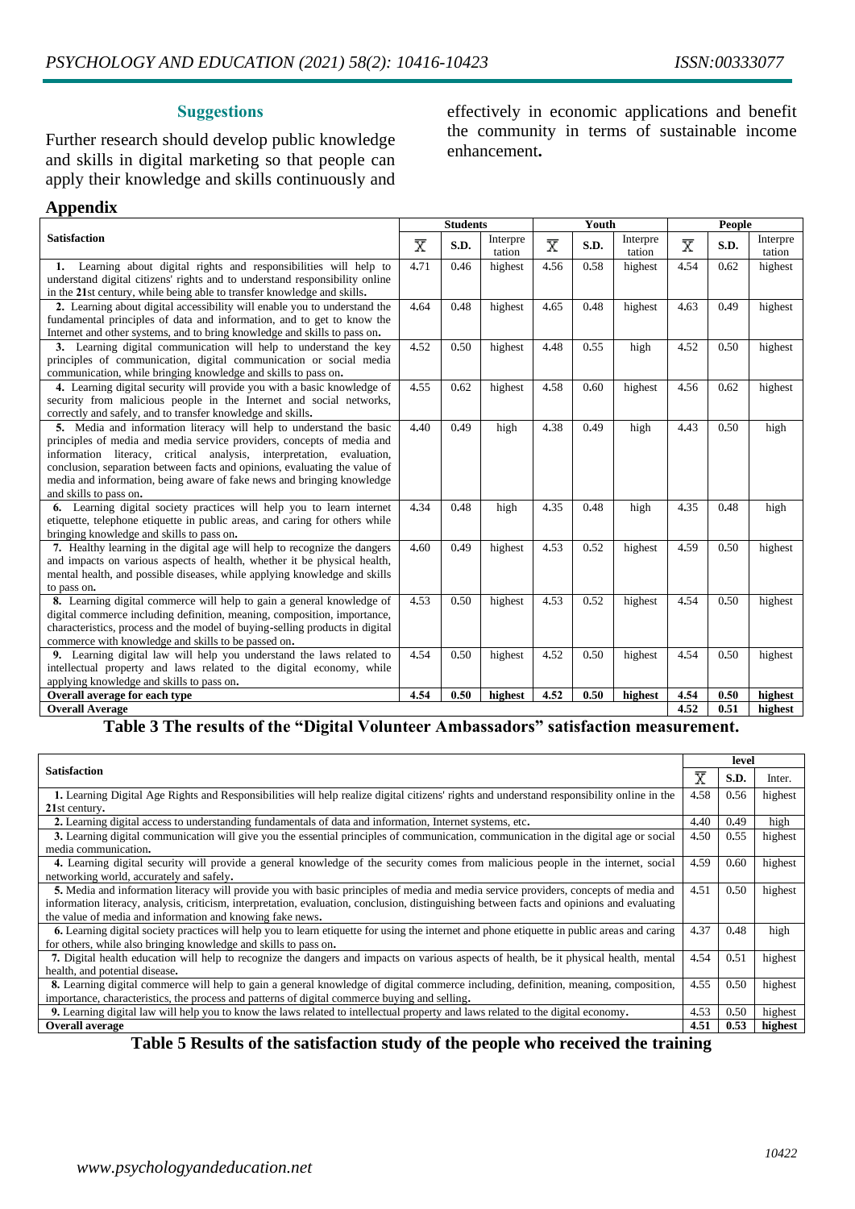## Suggestions

Further research should develop public knowledge and skills in digital marketing so that people can apply their knowledge and skills continuously and effectively in economic applications and benefit the community in terms of sustainable income enhancement.

## Appendix

| Satisfaction | Students | | | Youth | | | People | | |
|---|---|---|---|---|---|---|---|---|---|
| | $\overline{X}$ | S.D. | Interpretation | $\overline{X}$ | S.D. | Interpretation | $\overline{X}$ | S.D. | Interpretation |
| **1.** Learning about digital rights and responsibilities will help to understand digital citizens' rights and to understand responsibility online in the **21**st century, while being able to transfer knowledge and skills. | 4.71 | 0.46 | highest | 4.56 | 0.58 | highest | 4.54 | 0.62 | highest |
| **2.** Learning about digital accessibility will enable you to understand the fundamental principles of data and information, and to get to know the Internet and other systems, and to bring knowledge and skills to pass on. | 4.64 | 0.48 | highest | 4.65 | 0.48 | highest | 4.63 | 0.49 | highest |
| **3.** Learning digital communication will help to understand the key principles of communication, digital communication or social media communication, while bringing knowledge and skills to pass on. | 4.52 | 0.50 | highest | 4.48 | 0.55 | high | 4.52 | 0.50 | highest |
| **4.** Learning digital security will provide you with a basic knowledge of security from malicious people in the Internet and social networks, correctly and safely, and to transfer knowledge and skills. | 4.55 | 0.62 | highest | 4.58 | 0.60 | highest | 4.56 | 0.62 | highest |
| **5.** Media and information literacy will help to understand the basic principles of media and media service providers, concepts of media and information literacy, critical analysis, interpretation, evaluation, conclusion, separation between facts and opinions, evaluating the value of media and information, being aware of fake news and bringing knowledge and skills to pass on. | 4.40 | 0.49 | high | 4.38 | 0.49 | high | 4.43 | 0.50 | high |
| **6.** Learning digital society practices will help you to learn internet etiquette, telephone etiquette in public areas, and caring for others while bringing knowledge and skills to pass on. | 4.34 | 0.48 | high | 4.35 | 0.48 | high | 4.35 | 0.48 | high |
| **7.** Healthy learning in the digital age will help to recognize the dangers and impacts on various aspects of health, whether it be physical health, mental health, and possible diseases, while applying knowledge and skills to pass on. | 4.60 | 0.49 | highest | 4.53 | 0.52 | highest | 4.59 | 0.50 | highest |
| **8.** Learning digital commerce will help to gain a general knowledge of digital commerce including definition, meaning, composition, importance, characteristics, process and the model of buying-selling products in digital commerce with knowledge and skills to be passed on. | 4.53 | 0.50 | highest | 4.53 | 0.52 | highest | 4.54 | 0.50 | highest |
| **9.** Learning digital law will help you understand the laws related to intellectual property and laws related to the digital economy, while applying knowledge and skills to pass on. | 4.54 | 0.50 | highest | 4.52 | 0.50 | highest | 4.54 | 0.50 | highest |
| **Overall average for each type** | **4.54** | **0.50** | **highest** | **4.52** | **0.50** | **highest** | **4.54** | **0.50** | **highest** |
| **Overall Average** | | | | | | | **4.52** | **0.51** | **highest** |

**Table 3 The results of the "Digital Volunteer Ambassadors" satisfaction measurement.**

| Satisfaction | level | | |
|---|---|---|---|
| | $\overline{X}$ | S.D. | Inter. |
| **1.** Learning Digital Age Rights and Responsibilities will help realize digital citizens' rights and understand responsibility online in the **21**st century. | 4.58 | 0.56 | highest |
| **2.** Learning digital access to understanding fundamentals of data and information, Internet systems, etc. | 4.40 | 0.49 | high |
| **3.** Learning digital communication will give you the essential principles of communication, communication in the digital age or social media communication. | 4.50 | 0.55 | highest |
| **4.** Learning digital security will provide a general knowledge of the security comes from malicious people in the internet, social networking world, accurately and safely. | 4.59 | 0.60 | highest |
| **5.** Media and information literacy will provide you with basic principles of media and media service providers, concepts of media and information literacy, analysis, criticism, interpretation, evaluation, conclusion, distinguishing between facts and opinions and evaluating the value of media and information and knowing fake news. | 4.51 | 0.50 | highest |
| **6.** Learning digital society practices will help you to learn etiquette for using the internet and phone etiquette in public areas and caring for others, while also bringing knowledge and skills to pass on. | 4.37 | 0.48 | high |
| **7.** Digital health education will help to recognize the dangers and impacts on various aspects of health, be it physical health, mental health, and potential disease. | 4.54 | 0.51 | highest |
| **8.** Learning digital commerce will help to gain a general knowledge of digital commerce including, definition, meaning, composition, importance, characteristics, the process and patterns of digital commerce buying and selling. | 4.55 | 0.50 | highest |
| **9.** Learning digital law will help you to know the laws related to intellectual property and laws related to the digital economy. | 4.53 | 0.50 | highest |
| **Overall average** | **4.51** | **0.53** | **highest** |

**Table 5 Results of the satisfaction study of the people who received the training**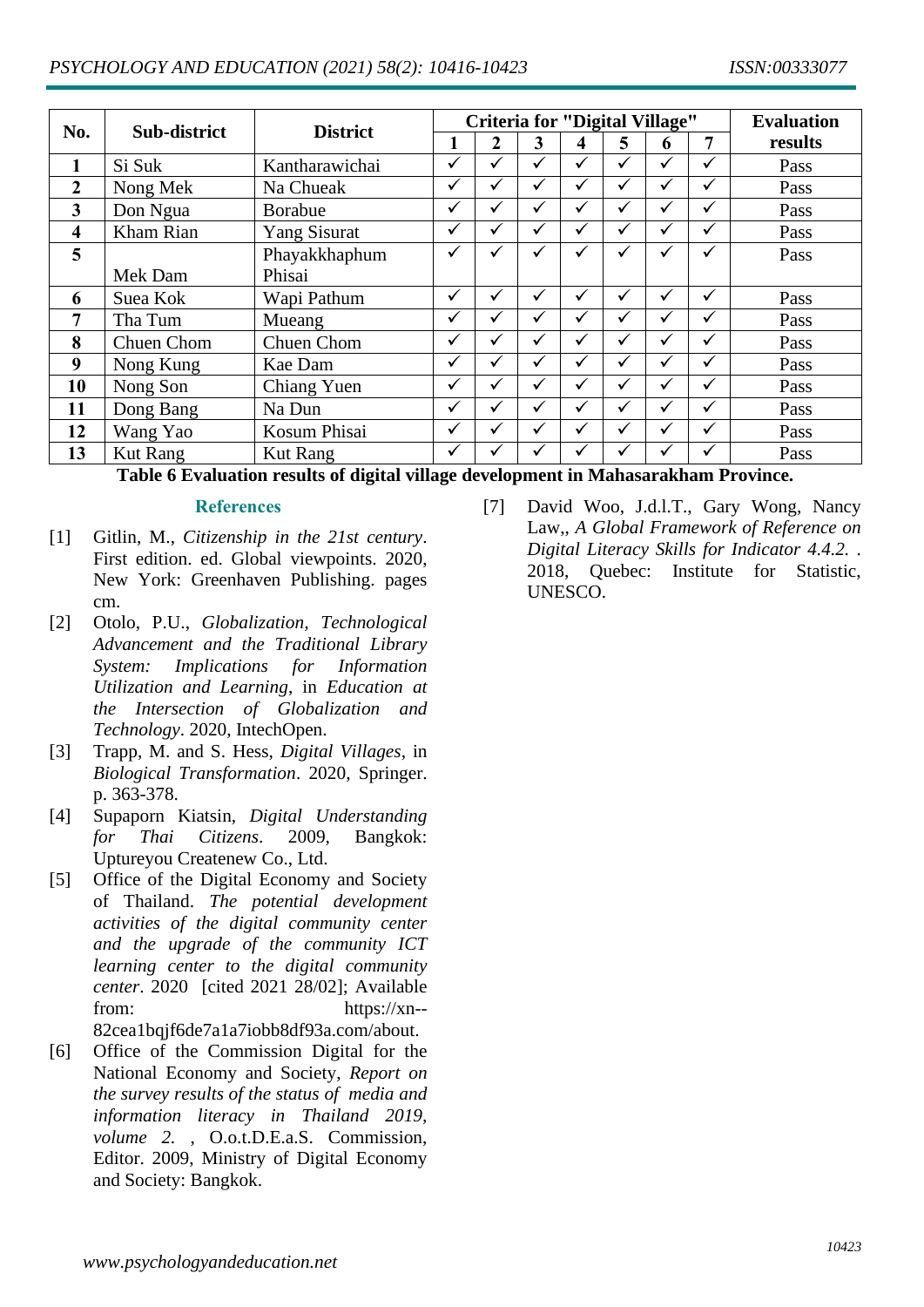| No. | Sub-district | District | Criteria for "Digital Village" | | | | | | | Evaluation results |
|---|---|---|---|---|---|---|---|---|---|---|
| | | | 1 | 2 | 3 | 4 | 5 | 6 | 7 | |
| **1** | Si Suk | Kantharawichai | ✓ | ✓ | ✓ | ✓ | ✓ | ✓ | ✓ | Pass |
| **2** | Nong Mek | Na Chueak | ✓ | ✓ | ✓ | ✓ | ✓ | ✓ | ✓ | Pass |
| **3** | Don Ngua | Borabue | ✓ | ✓ | ✓ | ✓ | ✓ | ✓ | ✓ | Pass |
| **4** | Kham Rian | Yang Sisurat | ✓ | ✓ | ✓ | ✓ | ✓ | ✓ | ✓ | Pass |
| **5** | Mek Dam | Phayakkhaphum Phisai | ✓ | ✓ | ✓ | ✓ | ✓ | ✓ | ✓ | Pass |
| **6** | Suea Kok | Wapi Pathum | ✓ | ✓ | ✓ | ✓ | ✓ | ✓ | ✓ | Pass |
| **7** | Tha Tum | Mueang | ✓ | ✓ | ✓ | ✓ | ✓ | ✓ | ✓ | Pass |
| **8** | Chuen Chom | Chuen Chom | ✓ | ✓ | ✓ | ✓ | ✓ | ✓ | ✓ | Pass |
| **9** | Nong Kung | Kae Dam | ✓ | ✓ | ✓ | ✓ | ✓ | ✓ | ✓ | Pass |
| **10** | Nong Son | Chiang Yuen | ✓ | ✓ | ✓ | ✓ | ✓ | ✓ | ✓ | Pass |
| **11** | Dong Bang | Na Dun | ✓ | ✓ | ✓ | ✓ | ✓ | ✓ | ✓ | Pass |
| **12** | Wang Yao | Kosum Phisai | ✓ | ✓ | ✓ | ✓ | ✓ | ✓ | ✓ | Pass |
| **13** | Kut Rang | Kut Rang | ✓ | ✓ | ✓ | ✓ | ✓ | ✓ | ✓ | Pass |

**Table 6 Evaluation results of digital village development in Mahasarakham Province.**

## References

[1] Gitlin, M., *Citizenship in the 21st century*. First edition. ed. Global viewpoints. 2020, New York: Greenhaven Publishing. pages cm.

[2] Otolo, P.U., *Globalization, Technological Advancement and the Traditional Library System: Implications for Information Utilization and Learning*, in *Education at the Intersection of Globalization and Technology*. 2020, IntechOpen.

[3] Trapp, M. and S. Hess, *Digital Villages*, in *Biological Transformation*. 2020, Springer. p. 363-378.

[4] Supaporn Kiatsin, *Digital Understanding for Thai Citizens*. 2009, Bangkok: Uptureyou Createnew Co., Ltd.

[5] Office of the Digital Economy and Society of Thailand. *The potential development activities of the digital community center and the upgrade of the community ICT learning center to the digital community center*. 2020 [cited 2021 28/02]; Available from: https://xn--82cea1bqjf6de7a1a7iobb8df93a.com/about.

[6] Office of the Commission Digital for the National Economy and Society, *Report on the survey results of the status of media and information literacy in Thailand 2019, volume 2.* , O.o.t.D.E.a.S. Commission, Editor. 2009, Ministry of Digital Economy and Society: Bangkok.

[7] David Woo, J.d.l.T., Gary Wong, Nancy Law,, *A Global Framework of Reference on Digital Literacy Skills for Indicator 4.4.2.* . 2018, Quebec: Institute for Statistic, UNESCO.